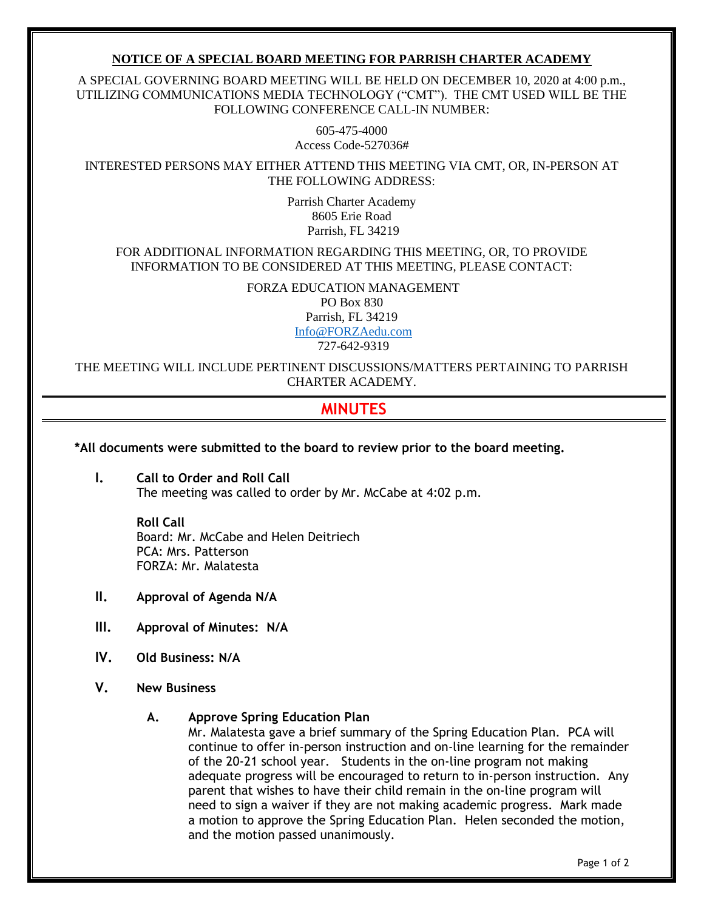**NOTICE OF A SPECIAL BOARD MEETING FOR PARRISH CHARTER ACADEMY**

A SPECIAL GOVERNING BOARD MEETING WILL BE HELD ON DECEMBER 10, 2020 at 4:00 p.m., UTILIZING COMMUNICATIONS MEDIA TECHNOLOGY ("CMT"). THE CMT USED WILL BE THE FOLLOWING CONFERENCE CALL-IN NUMBER:

605-475-4000
Access Code-527036#

INTERESTED PERSONS MAY EITHER ATTEND THIS MEETING VIA CMT, OR, IN-PERSON AT THE FOLLOWING ADDRESS:

Parrish Charter Academy
8605 Erie Road
Parrish, FL 34219

FOR ADDITIONAL INFORMATION REGARDING THIS MEETING, OR, TO PROVIDE INFORMATION TO BE CONSIDERED AT THIS MEETING, PLEASE CONTACT:

FORZA EDUCATION MANAGEMENT
PO Box 830
Parrish, FL 34219
Info@FORZAedu.com
727-642-9319

THE MEETING WILL INCLUDE PERTINENT DISCUSSIONS/MATTERS PERTAINING TO PARRISH CHARTER ACADEMY.

# MINUTES

**\*All documents were submitted to the board to review prior to the board meeting.**

**I. Call to Order and Roll Call**
The meeting was called to order by Mr. McCabe at 4:02 p.m.

**Roll Call**
Board: Mr. McCabe and Helen Deitriech
PCA: Mrs. Patterson
FORZA: Mr. Malatesta

**II. Approval of Agenda N/A**

**III. Approval of Minutes: N/A**

**IV. Old Business: N/A**

**V. New Business**

**A. Approve Spring Education Plan**
Mr. Malatesta gave a brief summary of the Spring Education Plan. PCA will continue to offer in-person instruction and on-line learning for the remainder of the 20-21 school year. Students in the on-line program not making adequate progress will be encouraged to return to in-person instruction. Any parent that wishes to have their child remain in the on-line program will need to sign a waiver if they are not making academic progress. Mark made a motion to approve the Spring Education Plan. Helen seconded the motion, and the motion passed unanimously.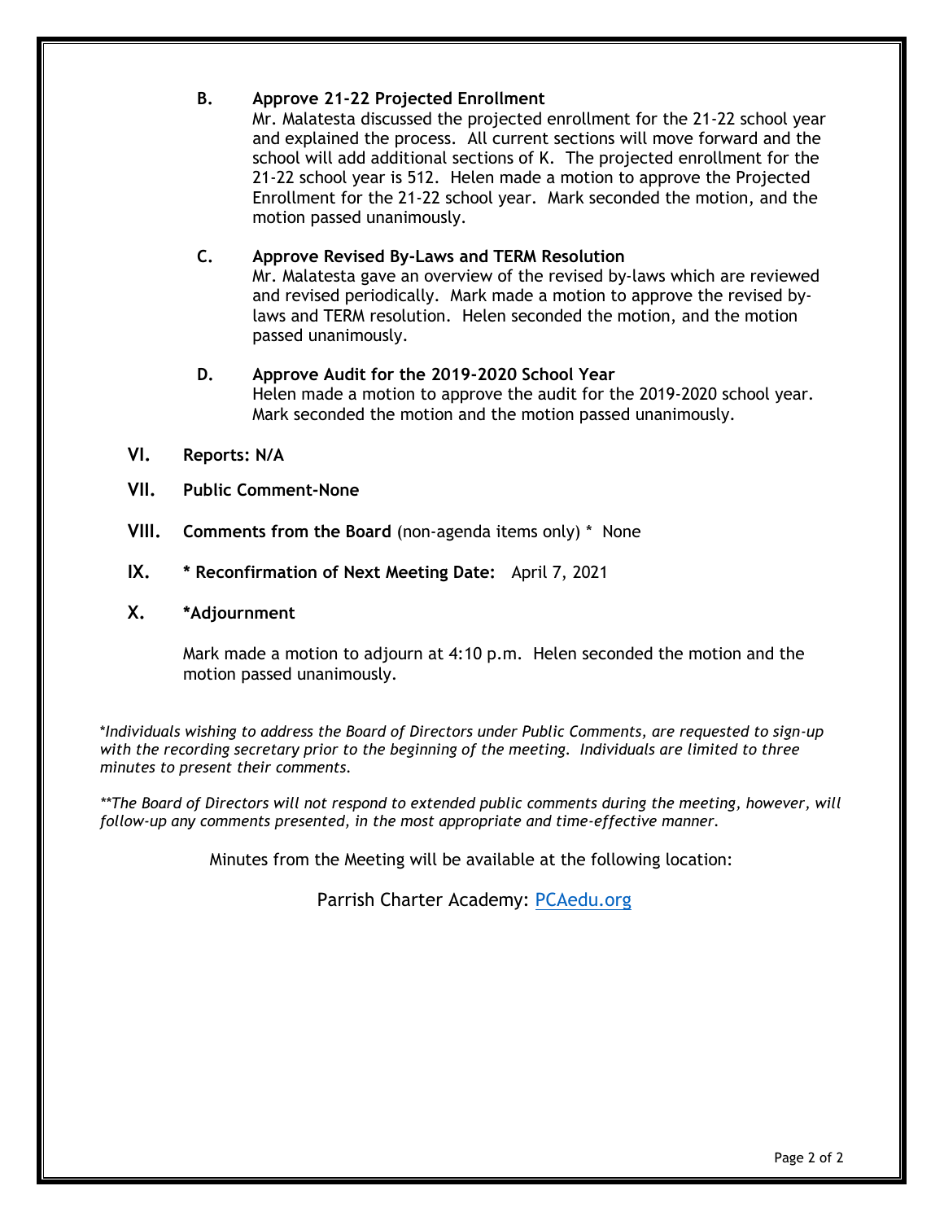**B. Approve 21-22 Projected Enrollment**

Mr. Malatesta discussed the projected enrollment for the 21-22 school year and explained the process. All current sections will move forward and the school will add additional sections of K. The projected enrollment for the 21-22 school year is 512. Helen made a motion to approve the Projected Enrollment for the 21-22 school year. Mark seconded the motion, and the motion passed unanimously.

**C. Approve Revised By-Laws and TERM Resolution**

Mr. Malatesta gave an overview of the revised by-laws which are reviewed and revised periodically. Mark made a motion to approve the revised by-laws and TERM resolution. Helen seconded the motion, and the motion passed unanimously.

**D. Approve Audit for the 2019-2020 School Year**

Helen made a motion to approve the audit for the 2019-2020 school year. Mark seconded the motion and the motion passed unanimously.

**VI. Reports: N/A**

**VII. Public Comment-None**

**VIII. Comments from the Board** (non-agenda items only) * None

**IX. * Reconfirmation of Next Meeting Date:** April 7, 2021

**X. *Adjournment**

Mark made a motion to adjourn at 4:10 p.m. Helen seconded the motion and the motion passed unanimously.

*\*Individuals wishing to address the Board of Directors under Public Comments, are requested to sign-up with the recording secretary prior to the beginning of the meeting. Individuals are limited to three minutes to present their comments.*

*\*\*The Board of Directors will not respond to extended public comments during the meeting, however, will follow-up any comments presented, in the most appropriate and time-effective manner.*

Minutes from the Meeting will be available at the following location:

Parrish Charter Academy: [PCAedu.org](PCAedu.org)